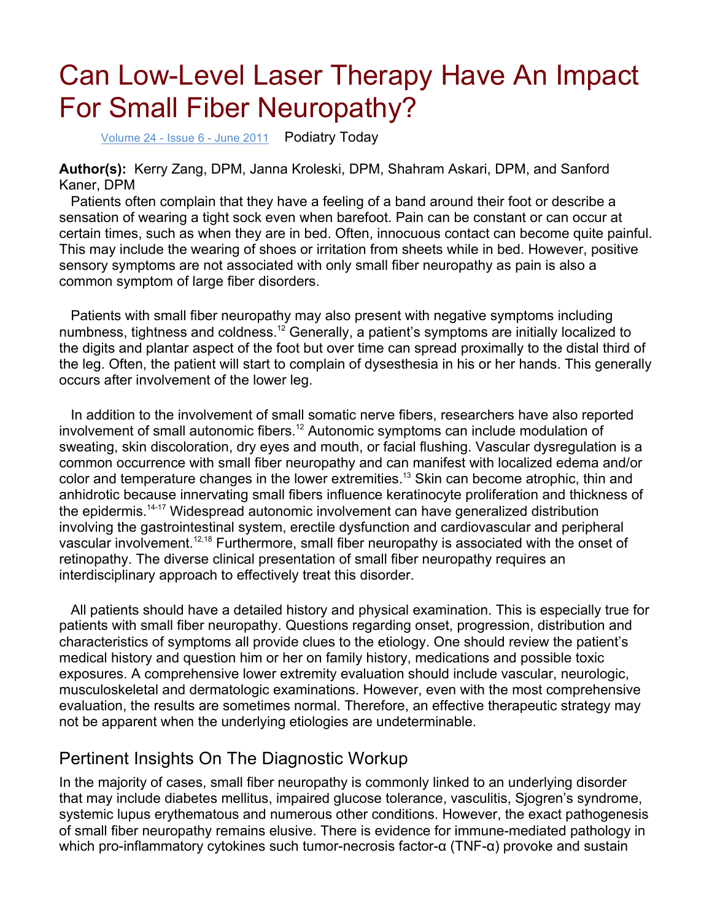# Can Low-Level Laser Therapy Have An Impact For Small Fiber Neuropathy?

Volume 24 - Issue 6 - June 2011 Podiatry Today

**Author(s):** Kerry Zang, DPM, Janna Kroleski, DPM, Shahram Askari, DPM, and Sanford Kaner, DPM

Patients often complain that they have a feeling of a band around their foot or describe a sensation of wearing a tight sock even when barefoot. Pain can be constant or can occur at certain times, such as when they are in bed. Often, innocuous contact can become quite painful. This may include the wearing of shoes or irritation from sheets while in bed. However, positive sensory symptoms are not associated with only small fiber neuropathy as pain is also a common symptom of large fiber disorders.

Patients with small fiber neuropathy may also present with negative symptoms including numbness, tightness and coldness.[12] Generally, a patient's symptoms are initially localized to the digits and plantar aspect of the foot but over time can spread proximally to the distal third of the leg. Often, the patient will start to complain of dysesthesia in his or her hands. This generally occurs after involvement of the lower leg.

In addition to the involvement of small somatic nerve fibers, researchers have also reported involvement of small autonomic fibers.[12] Autonomic symptoms can include modulation of sweating, skin discoloration, dry eyes and mouth, or facial flushing. Vascular dysregulation is a common occurrence with small fiber neuropathy and can manifest with localized edema and/or color and temperature changes in the lower extremities.[13] Skin can become atrophic, thin and anhidrotic because innervating small fibers influence keratinocyte proliferation and thickness of the epidermis.[14-17] Widespread autonomic involvement can have generalized distribution involving the gastrointestinal system, erectile dysfunction and cardiovascular and peripheral vascular involvement.[12,18] Furthermore, small fiber neuropathy is associated with the onset of retinopathy. The diverse clinical presentation of small fiber neuropathy requires an interdisciplinary approach to effectively treat this disorder.

All patients should have a detailed history and physical examination. This is especially true for patients with small fiber neuropathy. Questions regarding onset, progression, distribution and characteristics of symptoms all provide clues to the etiology. One should review the patient's medical history and question him or her on family history, medications and possible toxic exposures. A comprehensive lower extremity evaluation should include vascular, neurologic, musculoskeletal and dermatologic examinations. However, even with the most comprehensive evaluation, the results are sometimes normal. Therefore, an effective therapeutic strategy may not be apparent when the underlying etiologies are undeterminable.

## Pertinent Insights On The Diagnostic Workup

In the majority of cases, small fiber neuropathy is commonly linked to an underlying disorder that may include diabetes mellitus, impaired glucose tolerance, vasculitis, Sjogren's syndrome, systemic lupus erythematous and numerous other conditions. However, the exact pathogenesis of small fiber neuropathy remains elusive. There is evidence for immune-mediated pathology in which pro-inflammatory cytokines such tumor-necrosis factor-α (TNF-α) provoke and sustain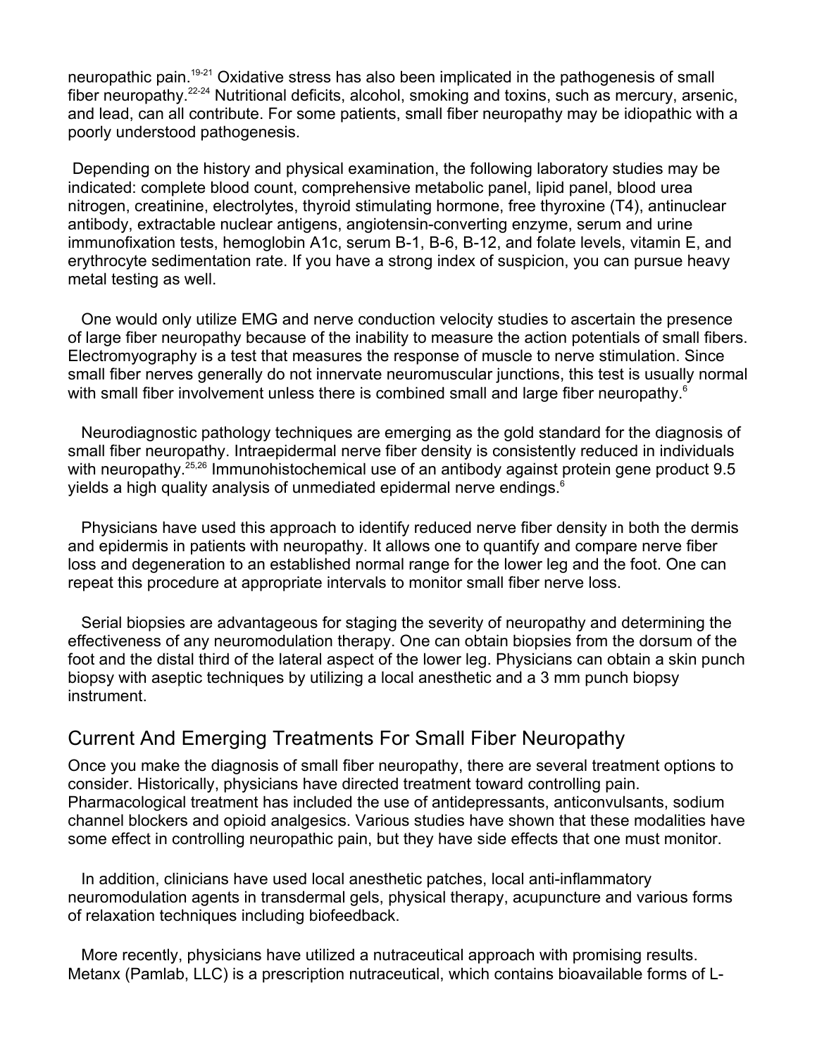neuropathic pain.[19-21] Oxidative stress has also been implicated in the pathogenesis of small fiber neuropathy.[22-24] Nutritional deficits, alcohol, smoking and toxins, such as mercury, arsenic, and lead, can all contribute. For some patients, small fiber neuropathy may be idiopathic with a poorly understood pathogenesis.

Depending on the history and physical examination, the following laboratory studies may be indicated: complete blood count, comprehensive metabolic panel, lipid panel, blood urea nitrogen, creatinine, electrolytes, thyroid stimulating hormone, free thyroxine (T4), antinuclear antibody, extractable nuclear antigens, angiotensin-converting enzyme, serum and urine immunofixation tests, hemoglobin A1c, serum B-1, B-6, B-12, and folate levels, vitamin E, and erythrocyte sedimentation rate. If you have a strong index of suspicion, you can pursue heavy metal testing as well.

One would only utilize EMG and nerve conduction velocity studies to ascertain the presence of large fiber neuropathy because of the inability to measure the action potentials of small fibers. Electromyography is a test that measures the response of muscle to nerve stimulation. Since small fiber nerves generally do not innervate neuromuscular junctions, this test is usually normal with small fiber involvement unless there is combined small and large fiber neuropathy.[6]

Neurodiagnostic pathology techniques are emerging as the gold standard for the diagnosis of small fiber neuropathy. Intraepidermal nerve fiber density is consistently reduced in individuals with neuropathy.[25,26] Immunohistochemical use of an antibody against protein gene product 9.5 yields a high quality analysis of unmediated epidermal nerve endings.[6]

Physicians have used this approach to identify reduced nerve fiber density in both the dermis and epidermis in patients with neuropathy. It allows one to quantify and compare nerve fiber loss and degeneration to an established normal range for the lower leg and the foot. One can repeat this procedure at appropriate intervals to monitor small fiber nerve loss.

Serial biopsies are advantageous for staging the severity of neuropathy and determining the effectiveness of any neuromodulation therapy. One can obtain biopsies from the dorsum of the foot and the distal third of the lateral aspect of the lower leg. Physicians can obtain a skin punch biopsy with aseptic techniques by utilizing a local anesthetic and a 3 mm punch biopsy instrument.

## Current And Emerging Treatments For Small Fiber Neuropathy

Once you make the diagnosis of small fiber neuropathy, there are several treatment options to consider. Historically, physicians have directed treatment toward controlling pain. Pharmacological treatment has included the use of antidepressants, anticonvulsants, sodium channel blockers and opioid analgesics. Various studies have shown that these modalities have some effect in controlling neuropathic pain, but they have side effects that one must monitor.

In addition, clinicians have used local anesthetic patches, local anti-inflammatory neuromodulation agents in transdermal gels, physical therapy, acupuncture and various forms of relaxation techniques including biofeedback.

More recently, physicians have utilized a nutraceutical approach with promising results. Metanx (Pamlab, LLC) is a prescription nutraceutical, which contains bioavailable forms of L-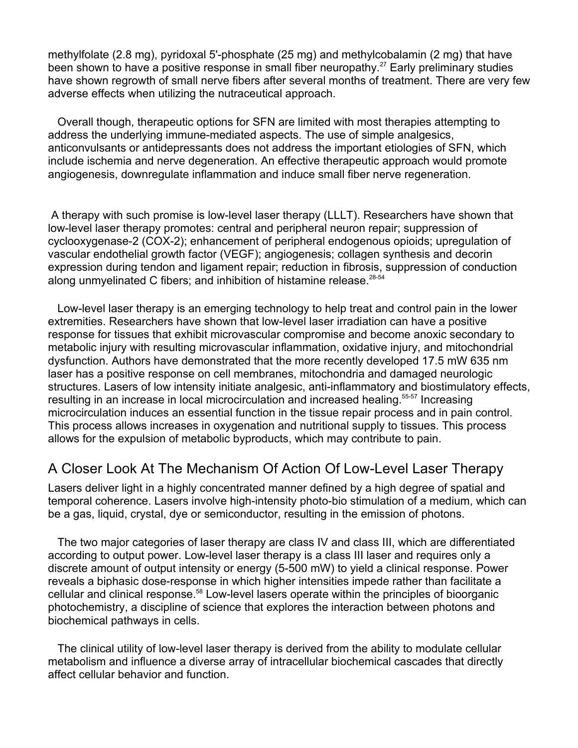methylfolate (2.8 mg), pyridoxal 5'-phosphate (25 mg) and methylcobalamin (2 mg) that have been shown to have a positive response in small fiber neuropathy.[27] Early preliminary studies have shown regrowth of small nerve fibers after several months of treatment. There are very few adverse effects when utilizing the nutraceutical approach.

Overall though, therapeutic options for SFN are limited with most therapies attempting to address the underlying immune-mediated aspects. The use of simple analgesics, anticonvulsants or antidepressants does not address the important etiologies of SFN, which include ischemia and nerve degeneration. An effective therapeutic approach would promote angiogenesis, downregulate inflammation and induce small fiber nerve regeneration.

A therapy with such promise is low-level laser therapy (LLLT). Researchers have shown that low-level laser therapy promotes: central and peripheral neuron repair; suppression of cyclooxygenase-2 (COX-2); enhancement of peripheral endogenous opioids; upregulation of vascular endothelial growth factor (VEGF); angiogenesis; collagen synthesis and decorin expression during tendon and ligament repair; reduction in fibrosis, suppression of conduction along unmyelinated C fibers; and inhibition of histamine release.[28-54]

Low-level laser therapy is an emerging technology to help treat and control pain in the lower extremities. Researchers have shown that low-level laser irradiation can have a positive response for tissues that exhibit microvascular compromise and become anoxic secondary to metabolic injury with resulting microvascular inflammation, oxidative injury, and mitochondrial dysfunction. Authors have demonstrated that the more recently developed 17.5 mW 635 nm laser has a positive response on cell membranes, mitochondria and damaged neurologic structures. Lasers of low intensity initiate analgesic, anti-inflammatory and biostimulatory effects, resulting in an increase in local microcirculation and increased healing.[55-57] Increasing microcirculation induces an essential function in the tissue repair process and in pain control. This process allows increases in oxygenation and nutritional supply to tissues. This process allows for the expulsion of metabolic byproducts, which may contribute to pain.

## A Closer Look At The Mechanism Of Action Of Low-Level Laser Therapy

Lasers deliver light in a highly concentrated manner defined by a high degree of spatial and temporal coherence. Lasers involve high-intensity photo-bio stimulation of a medium, which can be a gas, liquid, crystal, dye or semiconductor, resulting in the emission of photons.

The two major categories of laser therapy are class IV and class III, which are differentiated according to output power. Low-level laser therapy is a class III laser and requires only a discrete amount of output intensity or energy (5-500 mW) to yield a clinical response. Power reveals a biphasic dose-response in which higher intensities impede rather than facilitate a cellular and clinical response.[58] Low-level lasers operate within the principles of bioorganic photochemistry, a discipline of science that explores the interaction between photons and biochemical pathways in cells.

The clinical utility of low-level laser therapy is derived from the ability to modulate cellular metabolism and influence a diverse array of intracellular biochemical cascades that directly affect cellular behavior and function.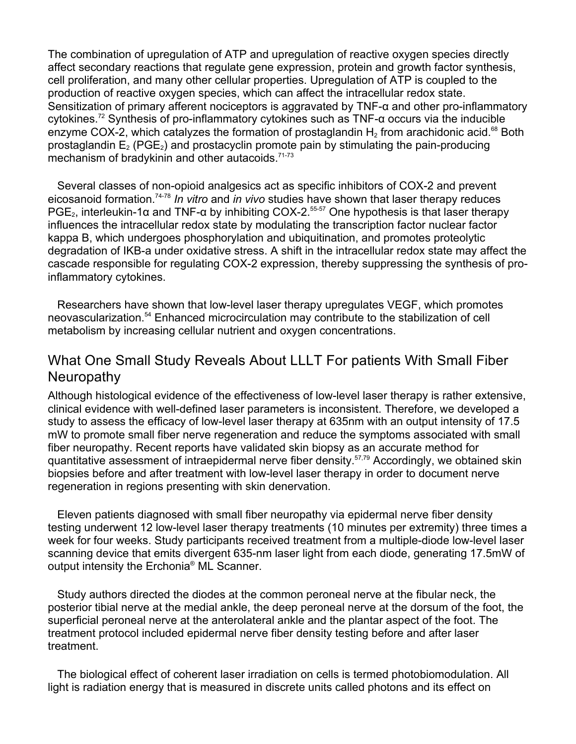The combination of upregulation of ATP and upregulation of reactive oxygen species directly affect secondary reactions that regulate gene expression, protein and growth factor synthesis, cell proliferation, and many other cellular properties. Upregulation of ATP is coupled to the production of reactive oxygen species, which can affect the intracellular redox state. Sensitization of primary afferent nociceptors is aggravated by TNF-α and other pro-inflammatory cytokines.[72] Synthesis of pro-inflammatory cytokines such as TNF-α occurs via the inducible enzyme COX-2, which catalyzes the formation of prostaglandin $H_2$ from arachidonic acid.[68] Both prostaglandin $E_2$ ($PGE_2$) and prostacyclin promote pain by stimulating the pain-producing mechanism of bradykinin and other autacoids.[71-73]

Several classes of non-opioid analgesics act as specific inhibitors of COX-2 and prevent eicosanoid formation.[74-78] *In vitro* and *in vivo* studies have shown that laser therapy reduces $PGE_2$, interleukin-1α and TNF-α by inhibiting COX-2.[55-57] One hypothesis is that laser therapy influences the intracellular redox state by modulating the transcription factor nuclear factor kappa B, which undergoes phosphorylation and ubiquitination, and promotes proteolytic degradation of IKB-a under oxidative stress. A shift in the intracellular redox state may affect the cascade responsible for regulating COX-2 expression, thereby suppressing the synthesis of pro-inflammatory cytokines.

Researchers have shown that low-level laser therapy upregulates VEGF, which promotes neovascularization.[54] Enhanced microcirculation may contribute to the stabilization of cell metabolism by increasing cellular nutrient and oxygen concentrations.

## What One Small Study Reveals About LLLT For patients With Small Fiber Neuropathy

Although histological evidence of the effectiveness of low-level laser therapy is rather extensive, clinical evidence with well-defined laser parameters is inconsistent. Therefore, we developed a study to assess the efficacy of low-level laser therapy at 635nm with an output intensity of 17.5 mW to promote small fiber nerve regeneration and reduce the symptoms associated with small fiber neuropathy. Recent reports have validated skin biopsy as an accurate method for quantitative assessment of intraepidermal nerve fiber density.[57,79] Accordingly, we obtained skin biopsies before and after treatment with low-level laser therapy in order to document nerve regeneration in regions presenting with skin denervation.

Eleven patients diagnosed with small fiber neuropathy via epidermal nerve fiber density testing underwent 12 low-level laser therapy treatments (10 minutes per extremity) three times a week for four weeks. Study participants received treatment from a multiple-diode low-level laser scanning device that emits divergent 635-nm laser light from each diode, generating 17.5mW of output intensity the Erchonia® ML Scanner.

Study authors directed the diodes at the common peroneal nerve at the fibular neck, the posterior tibial nerve at the medial ankle, the deep peroneal nerve at the dorsum of the foot, the superficial peroneal nerve at the anterolateral ankle and the plantar aspect of the foot. The treatment protocol included epidermal nerve fiber density testing before and after laser treatment.

The biological effect of coherent laser irradiation on cells is termed photobiomodulation. All light is radiation energy that is measured in discrete units called photons and its effect on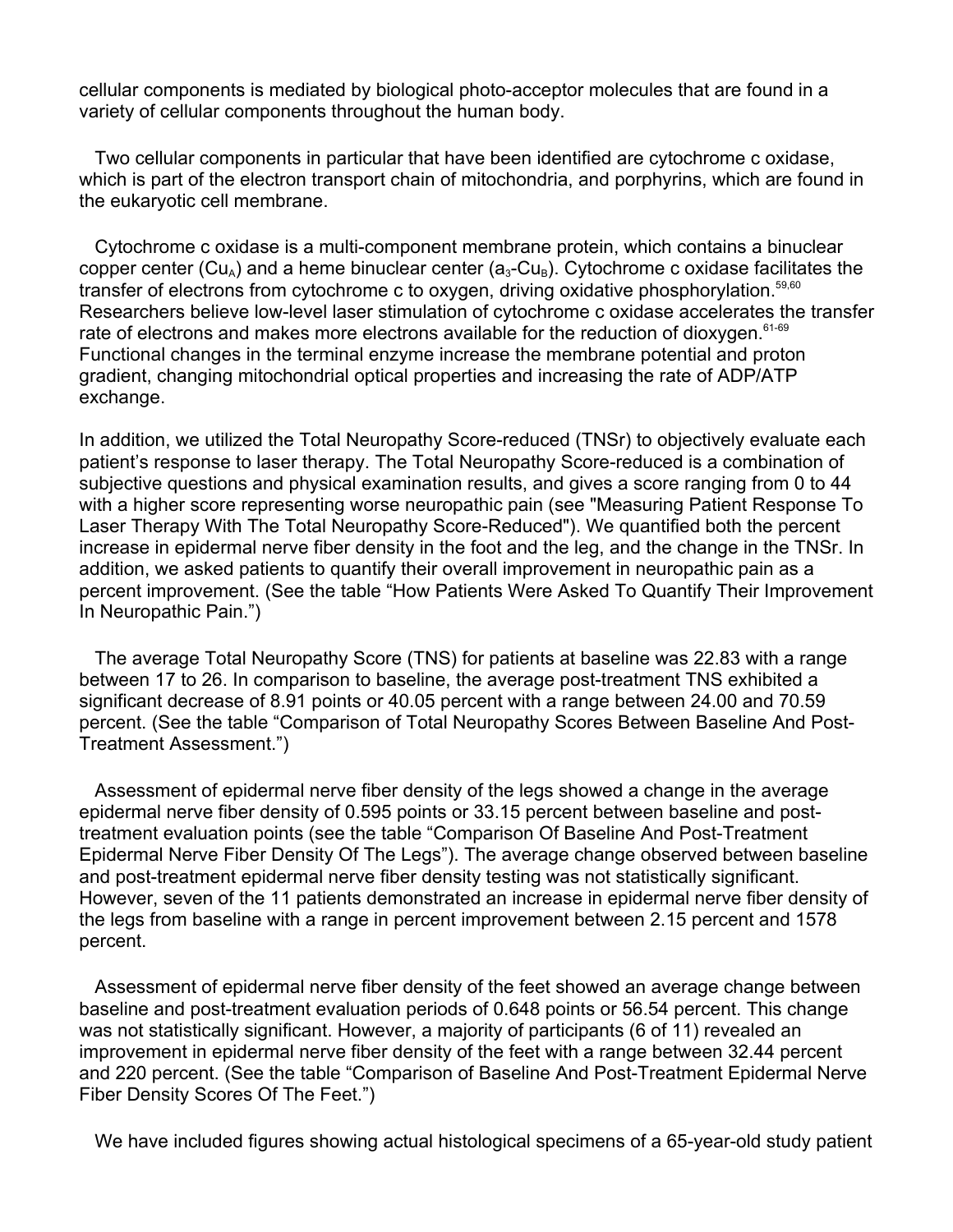cellular components is mediated by biological photo-acceptor molecules that are found in a variety of cellular components throughout the human body.

Two cellular components in particular that have been identified are cytochrome c oxidase, which is part of the electron transport chain of mitochondria, and porphyrins, which are found in the eukaryotic cell membrane.

Cytochrome c oxidase is a multi-component membrane protein, which contains a binuclear copper center ($Cu_A$) and a heme binuclear center ($a_3$-$Cu_B$). Cytochrome c oxidase facilitates the transfer of electrons from cytochrome c to oxygen, driving oxidative phosphorylation.[59,60] Researchers believe low-level laser stimulation of cytochrome c oxidase accelerates the transfer rate of electrons and makes more electrons available for the reduction of dioxygen.[61-69] Functional changes in the terminal enzyme increase the membrane potential and proton gradient, changing mitochondrial optical properties and increasing the rate of ADP/ATP exchange.

In addition, we utilized the Total Neuropathy Score-reduced (TNSr) to objectively evaluate each patient's response to laser therapy. The Total Neuropathy Score-reduced is a combination of subjective questions and physical examination results, and gives a score ranging from 0 to 44 with a higher score representing worse neuropathic pain (see "Measuring Patient Response To Laser Therapy With The Total Neuropathy Score-Reduced"). We quantified both the percent increase in epidermal nerve fiber density in the foot and the leg, and the change in the TNSr. In addition, we asked patients to quantify their overall improvement in neuropathic pain as a percent improvement. (See the table "How Patients Were Asked To Quantify Their Improvement In Neuropathic Pain.")

The average Total Neuropathy Score (TNS) for patients at baseline was 22.83 with a range between 17 to 26. In comparison to baseline, the average post-treatment TNS exhibited a significant decrease of 8.91 points or 40.05 percent with a range between 24.00 and 70.59 percent. (See the table "Comparison of Total Neuropathy Scores Between Baseline And Post-Treatment Assessment.")

Assessment of epidermal nerve fiber density of the legs showed a change in the average epidermal nerve fiber density of 0.595 points or 33.15 percent between baseline and post-treatment evaluation points (see the table "Comparison Of Baseline And Post-Treatment Epidermal Nerve Fiber Density Of The Legs"). The average change observed between baseline and post-treatment epidermal nerve fiber density testing was not statistically significant. However, seven of the 11 patients demonstrated an increase in epidermal nerve fiber density of the legs from baseline with a range in percent improvement between 2.15 percent and 1578 percent.

Assessment of epidermal nerve fiber density of the feet showed an average change between baseline and post-treatment evaluation periods of 0.648 points or 56.54 percent. This change was not statistically significant. However, a majority of participants (6 of 11) revealed an improvement in epidermal nerve fiber density of the feet with a range between 32.44 percent and 220 percent. (See the table "Comparison of Baseline And Post-Treatment Epidermal Nerve Fiber Density Scores Of The Feet.")

We have included figures showing actual histological specimens of a 65-year-old study patient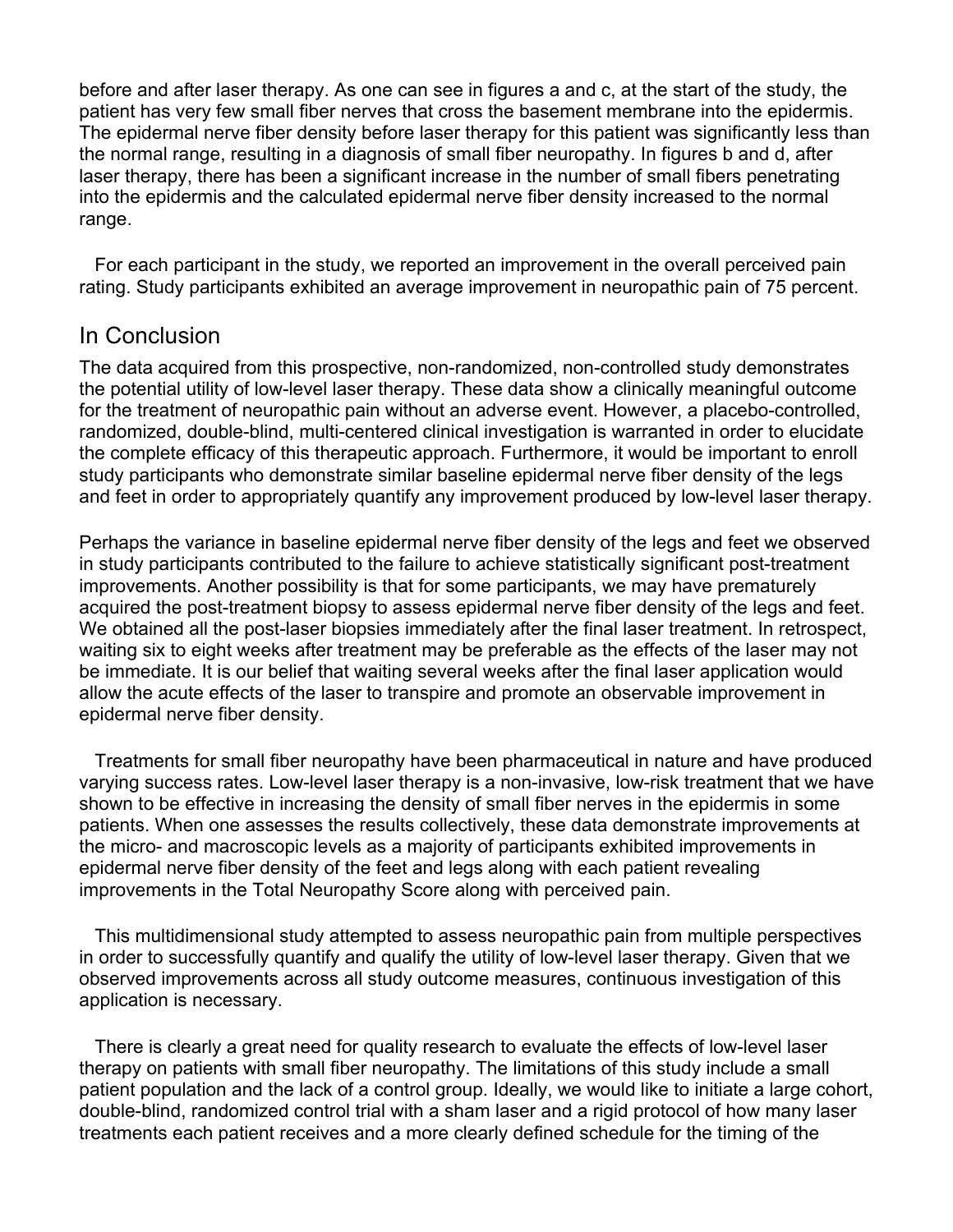before and after laser therapy. As one can see in figures a and c, at the start of the study, the patient has very few small fiber nerves that cross the basement membrane into the epidermis. The epidermal nerve fiber density before laser therapy for this patient was significantly less than the normal range, resulting in a diagnosis of small fiber neuropathy. In figures b and d, after laser therapy, there has been a significant increase in the number of small fibers penetrating into the epidermis and the calculated epidermal nerve fiber density increased to the normal range.

For each participant in the study, we reported an improvement in the overall perceived pain rating. Study participants exhibited an average improvement in neuropathic pain of 75 percent.

## In Conclusion

The data acquired from this prospective, non-randomized, non-controlled study demonstrates the potential utility of low-level laser therapy. These data show a clinically meaningful outcome for the treatment of neuropathic pain without an adverse event. However, a placebo-controlled, randomized, double-blind, multi-centered clinical investigation is warranted in order to elucidate the complete efficacy of this therapeutic approach. Furthermore, it would be important to enroll study participants who demonstrate similar baseline epidermal nerve fiber density of the legs and feet in order to appropriately quantify any improvement produced by low-level laser therapy.

Perhaps the variance in baseline epidermal nerve fiber density of the legs and feet we observed in study participants contributed to the failure to achieve statistically significant post-treatment improvements. Another possibility is that for some participants, we may have prematurely acquired the post-treatment biopsy to assess epidermal nerve fiber density of the legs and feet. We obtained all the post-laser biopsies immediately after the final laser treatment. In retrospect, waiting six to eight weeks after treatment may be preferable as the effects of the laser may not be immediate. It is our belief that waiting several weeks after the final laser application would allow the acute effects of the laser to transpire and promote an observable improvement in epidermal nerve fiber density.

Treatments for small fiber neuropathy have been pharmaceutical in nature and have produced varying success rates. Low-level laser therapy is a non-invasive, low-risk treatment that we have shown to be effective in increasing the density of small fiber nerves in the epidermis in some patients. When one assesses the results collectively, these data demonstrate improvements at the micro- and macroscopic levels as a majority of participants exhibited improvements in epidermal nerve fiber density of the feet and legs along with each patient revealing improvements in the Total Neuropathy Score along with perceived pain.

This multidimensional study attempted to assess neuropathic pain from multiple perspectives in order to successfully quantify and qualify the utility of low-level laser therapy. Given that we observed improvements across all study outcome measures, continuous investigation of this application is necessary.

There is clearly a great need for quality research to evaluate the effects of low-level laser therapy on patients with small fiber neuropathy. The limitations of this study include a small patient population and the lack of a control group. Ideally, we would like to initiate a large cohort, double-blind, randomized control trial with a sham laser and a rigid protocol of how many laser treatments each patient receives and a more clearly defined schedule for the timing of the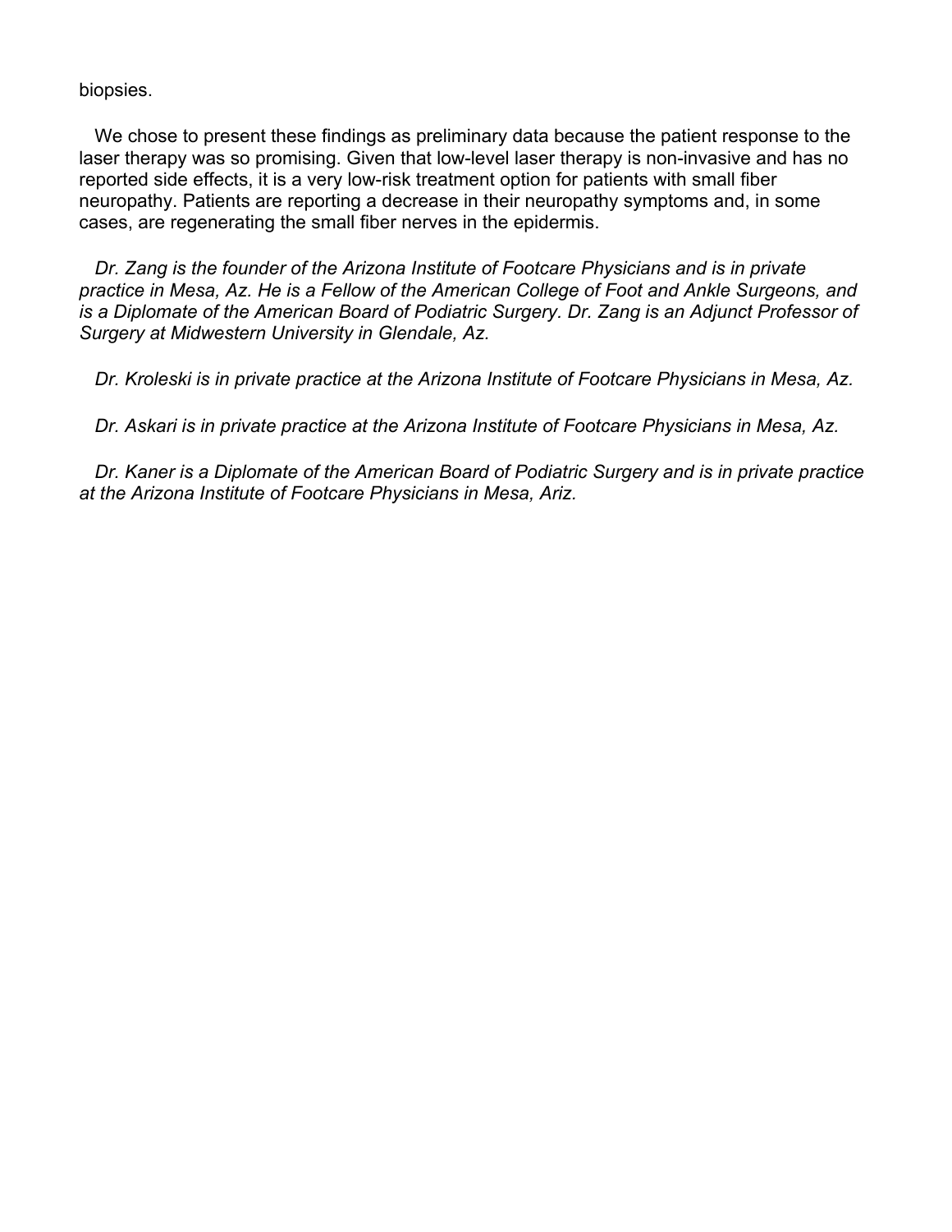biopsies.

We chose to present these findings as preliminary data because the patient response to the laser therapy was so promising. Given that low-level laser therapy is non-invasive and has no reported side effects, it is a very low-risk treatment option for patients with small fiber neuropathy. Patients are reporting a decrease in their neuropathy symptoms and, in some cases, are regenerating the small fiber nerves in the epidermis.

*Dr. Zang is the founder of the Arizona Institute of Footcare Physicians and is in private practice in Mesa, Az. He is a Fellow of the American College of Foot and Ankle Surgeons, and is a Diplomate of the American Board of Podiatric Surgery. Dr. Zang is an Adjunct Professor of Surgery at Midwestern University in Glendale, Az.*

*Dr. Kroleski is in private practice at the Arizona Institute of Footcare Physicians in Mesa, Az.*

*Dr. Askari is in private practice at the Arizona Institute of Footcare Physicians in Mesa, Az.*

*Dr. Kaner is a Diplomate of the American Board of Podiatric Surgery and is in private practice at the Arizona Institute of Footcare Physicians in Mesa, Ariz.*